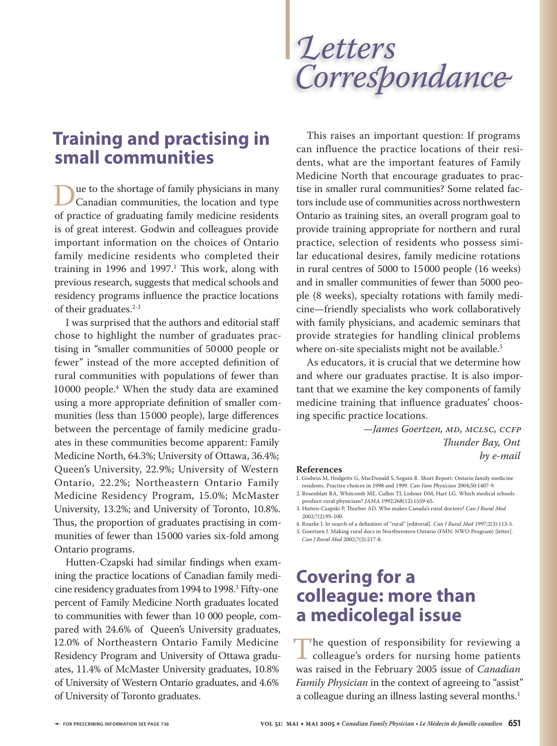# Letters Correspondance

## Training and practising in small communities

Due to the shortage of family physicians in many Canadian communities, the location and type of practice of graduating family medicine residents is of great interest. Godwin and colleagues provide important information on the choices of Ontario family medicine residents who completed their training in 1996 and 1997.[1] This work, along with previous research, suggests that medical schools and residency programs influence the practice locations of their graduates.[2-3]

I was surprised that the authors and editorial staff chose to highlight the number of graduates practising in "smaller communities of 50000 people or fewer" instead of the more accepted definition of rural communities with populations of fewer than 10000 people.[4] When the study data are examined using a more appropriate definition of smaller communities (less than 15000 people), large differences between the percentage of family medicine graduates in these communities become apparent: Family Medicine North, 64.3%; University of Ottawa, 36.4%; Queen's University, 22.9%; University of Western Ontario, 22.2%; Northeastern Ontario Family Medicine Residency Program, 15.0%; McMaster University, 13.2%; and University of Toronto, 10.8%. Thus, the proportion of graduates practising in communities of fewer than 15000 varies six-fold among Ontario programs.

Hutten-Czapski had similar findings when examining the practice locations of Canadian family medicine residency graduates from 1994 to 1998.[3] Fifty-one percent of Family Medicine North graduates located to communities with fewer than 10 000 people, compared with 24.6% of Queen's University graduates, 12.0% of Northeastern Ontario Family Medicine Residency Program and University of Ottawa graduates, 11.4% of McMaster University graduates, 10.8% of University of Western Ontario graduates, and 4.6% of University of Toronto graduates.

This raises an important question: If programs can influence the practice locations of their residents, what are the important features of Family Medicine North that encourage graduates to practise in smaller rural communities? Some related factors include use of communities across northwestern Ontario as training sites, an overall program goal to provide training appropriate for northern and rural practice, selection of residents who possess similar educational desires, family medicine rotations in rural centres of 5000 to 15000 people (16 weeks) and in smaller communities of fewer than 5000 people (8 weeks), specialty rotations with family medicine—friendly specialists who work collaboratively with family physicians, and academic seminars that provide strategies for handling clinical problems where on-site specialists might not be available.[5]

As educators, it is crucial that we determine how and where our graduates practise. It is also important that we examine the key components of family medicine training that influence graduates' choosing specific practice locations.

*—James Goertzen, MD, MCLSC, CCFP*
*Thunder Bay, Ont*
*by e-mail*

**References**

1. Godwin M, Hodgetts G, MacDonald S, Seguin R. Short Report: Ontario family medicine residents. Practice choices in 1998 and 1999. *Can Fam Physician* 2004;50:1407-9.
2. Rosenblatt RA, Whitcomb ME, Cullen TJ, Lishner DM, Hart LG. Which medical schools produce rural physicians? *JAMA* 1992;268(12):1559-65.
3. Hutten-Czapski P, Thurber AD. Who makes Canada's rural doctors? *Can J Rural Med* 2002;7(2):95-100.
4. Rourke J. In search of a definition of "rural" [editorial]. *Can J Rural Med* 1997;2(3):113-5.
5. Goertzen J. Making rural docs in Northwestern Ontario (FMN: NWO Program) [letter]. *Can J Rural Med* 2002;7(3):217-8.

## Covering for a colleague: more than a medicolegal issue

The question of responsibility for reviewing a colleague's orders for nursing home patients was raised in the February 2005 issue of *Canadian Family Physician* in the context of agreeing to "assist" a colleague during an illness lasting several months.[1]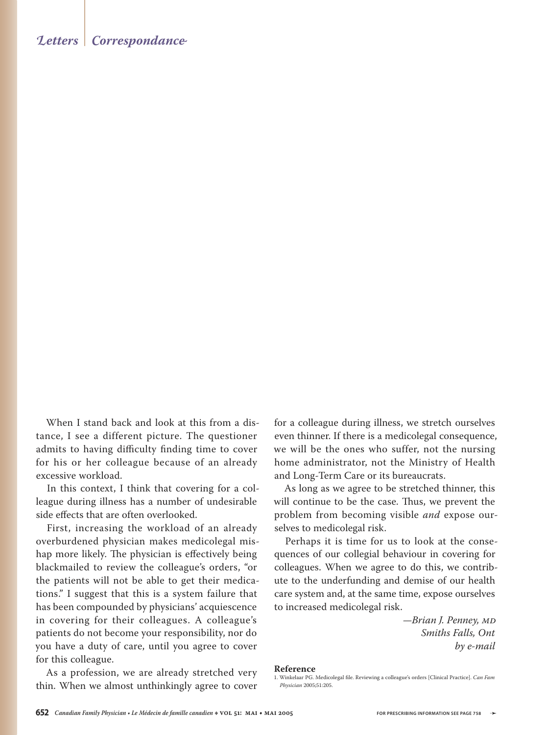When I stand back and look at this from a distance, I see a different picture. The questioner admits to having difficulty finding time to cover for his or her colleague because of an already excessive workload.

In this context, I think that covering for a colleague during illness has a number of undesirable side effects that are often overlooked.

First, increasing the workload of an already overburdened physician makes medicolegal mishap more likely. The physician is effectively being blackmailed to review the colleague's orders, "or the patients will not be able to get their medications." I suggest that this is a system failure that has been compounded by physicians' acquiescence in covering for their colleagues. A colleague's patients do not become your responsibility, nor do you have a duty of care, until you agree to cover for this colleague.

As a profession, we are already stretched very thin. When we almost unthinkingly agree to cover for a colleague during illness, we stretch ourselves even thinner. If there is a medicolegal consequence, we will be the ones who suffer, not the nursing home administrator, not the Ministry of Health and Long-Term Care or its bureaucrats.

As long as we agree to be stretched thinner, this will continue to be the case. Thus, we prevent the problem from becoming visible *and* expose ourselves to medicolegal risk.

Perhaps it is time for us to look at the consequences of our collegial behaviour in covering for colleagues. When we agree to do this, we contribute to the underfunding and demise of our health care system and, at the same time, expose ourselves to increased medicolegal risk.

*—Brian J. Penney, MD*
*Smiths Falls, Ont*
*by e-mail*

**Reference**

1. Winkelaar PG. Medicolegal file. Reviewing a colleague's orders [Clinical Practice]. *Can Fam Physician* 2005;51:205.